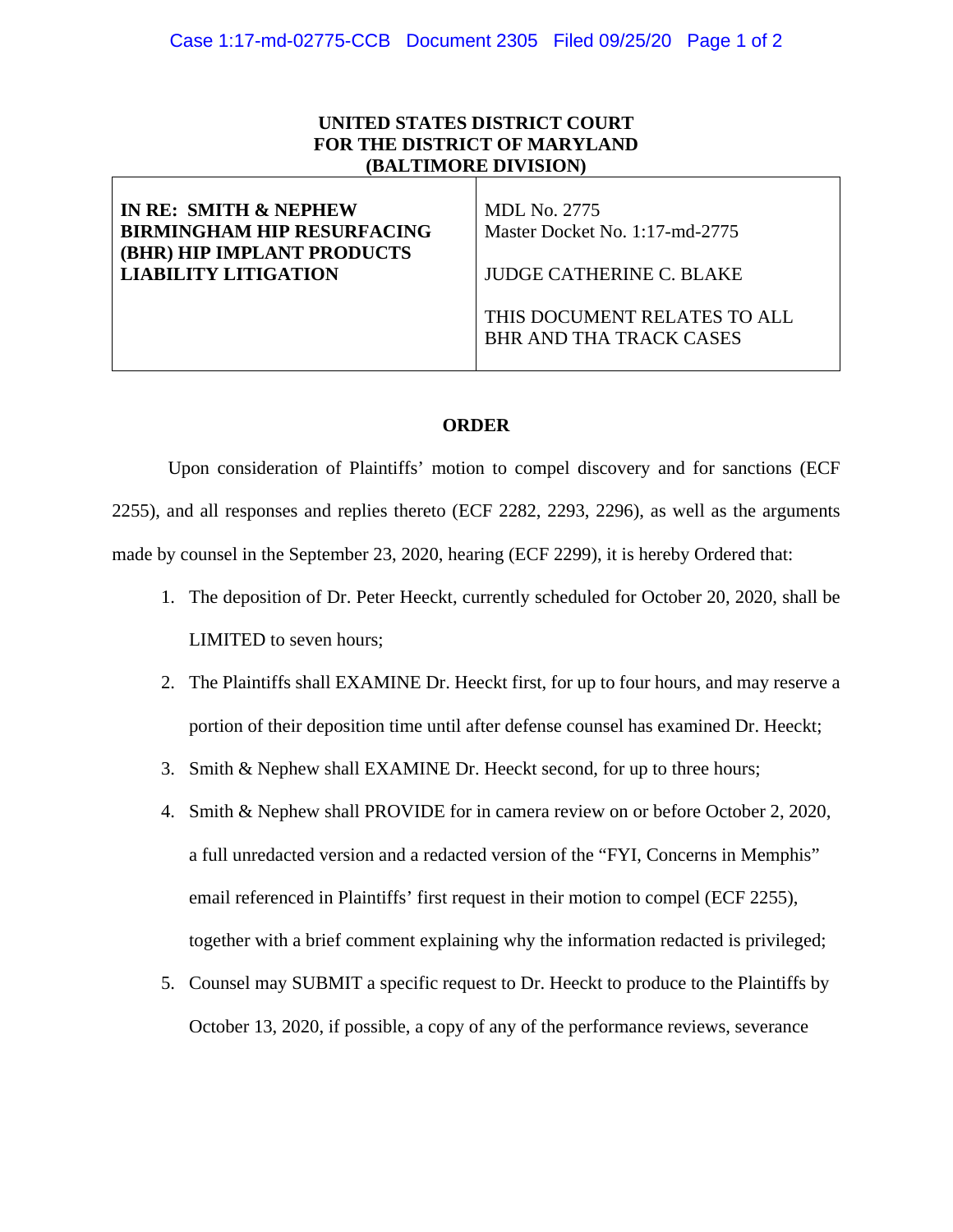**UNITED STATES DISTRICT COURT**
**FOR THE DISTRICT OF MARYLAND**
**(BALTIMORE DIVISION)**

| **IN RE: SMITH & NEPHEW BIRMINGHAM HIP RESURFACING (BHR) HIP IMPLANT PRODUCTS LIABILITY LITIGATION** | MDL No. 2775<br>Master Docket No. 1:17-md-2775<br><br>JUDGE CATHERINE C. BLAKE<br><br>THIS DOCUMENT RELATES TO ALL BHR AND THA TRACK CASES |
|---|---|

**ORDER**

Upon consideration of Plaintiffs' motion to compel discovery and for sanctions (ECF 2255), and all responses and replies thereto (ECF 2282, 2293, 2296), as well as the arguments made by counsel in the September 23, 2020, hearing (ECF 2299), it is hereby Ordered that:

1. The deposition of Dr. Peter Heeckt, currently scheduled for October 20, 2020, shall be LIMITED to seven hours;
2. The Plaintiffs shall EXAMINE Dr. Heeckt first, for up to four hours, and may reserve a portion of their deposition time until after defense counsel has examined Dr. Heeckt;
3. Smith & Nephew shall EXAMINE Dr. Heeckt second, for up to three hours;
4. Smith & Nephew shall PROVIDE for in camera review on or before October 2, 2020, a full unredacted version and a redacted version of the "FYI, Concerns in Memphis" email referenced in Plaintiffs' first request in their motion to compel (ECF 2255), together with a brief comment explaining why the information redacted is privileged;
5. Counsel may SUBMIT a specific request to Dr. Heeckt to produce to the Plaintiffs by October 13, 2020, if possible, a copy of any of the performance reviews, severance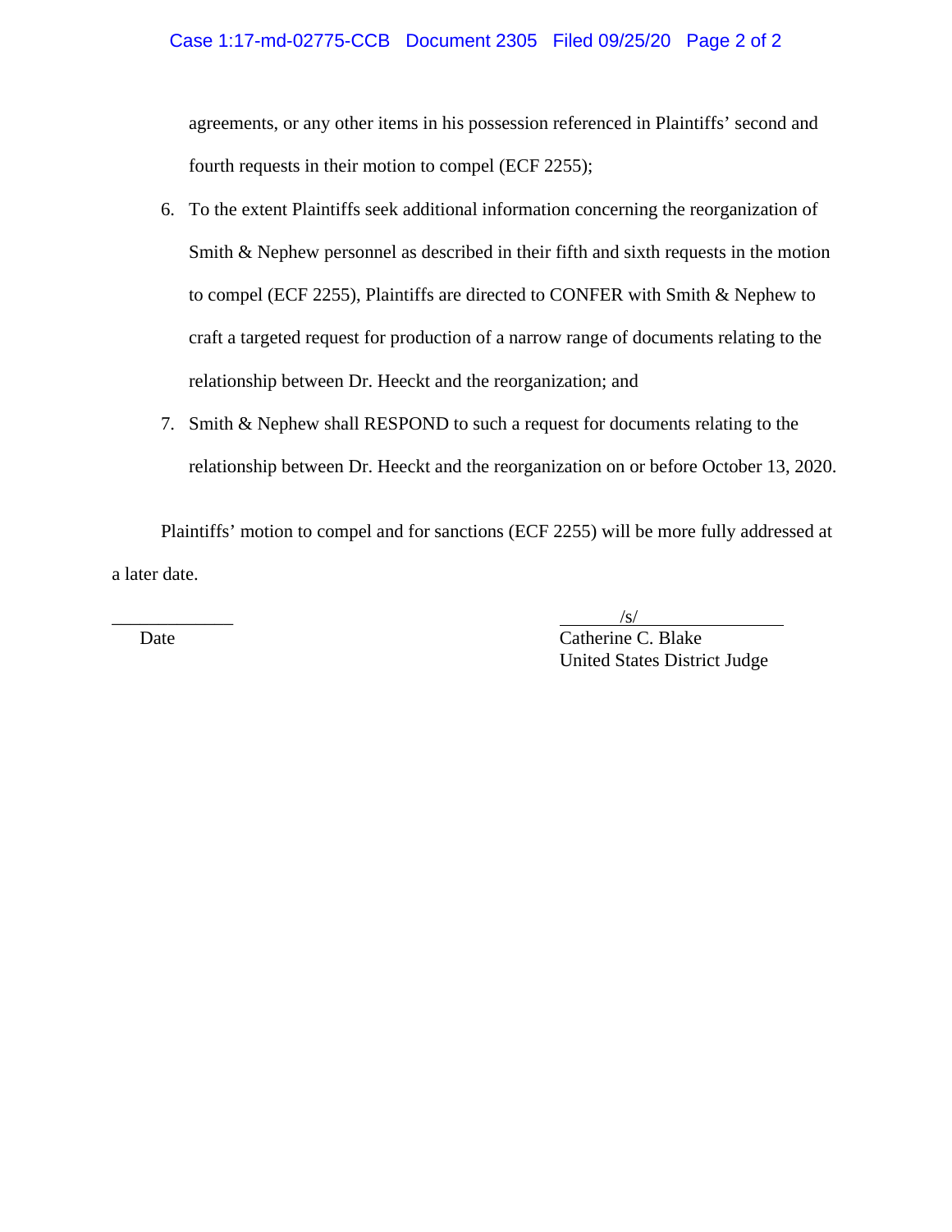agreements, or any other items in his possession referenced in Plaintiffs' second and fourth requests in their motion to compel (ECF 2255);

6. To the extent Plaintiffs seek additional information concerning the reorganization of Smith & Nephew personnel as described in their fifth and sixth requests in the motion to compel (ECF 2255), Plaintiffs are directed to CONFER with Smith & Nephew to craft a targeted request for production of a narrow range of documents relating to the relationship between Dr. Heeckt and the reorganization; and
7. Smith & Nephew shall RESPOND to such a request for documents relating to the relationship between Dr. Heeckt and the reorganization on or before October 13, 2020.

Plaintiffs' motion to compel and for sanctions (ECF 2255) will be more fully addressed at a later date.

\_\_\_\_\_\_\_\_\_\_\_\_\_\_
Date

/s/
Catherine C. Blake
United States District Judge